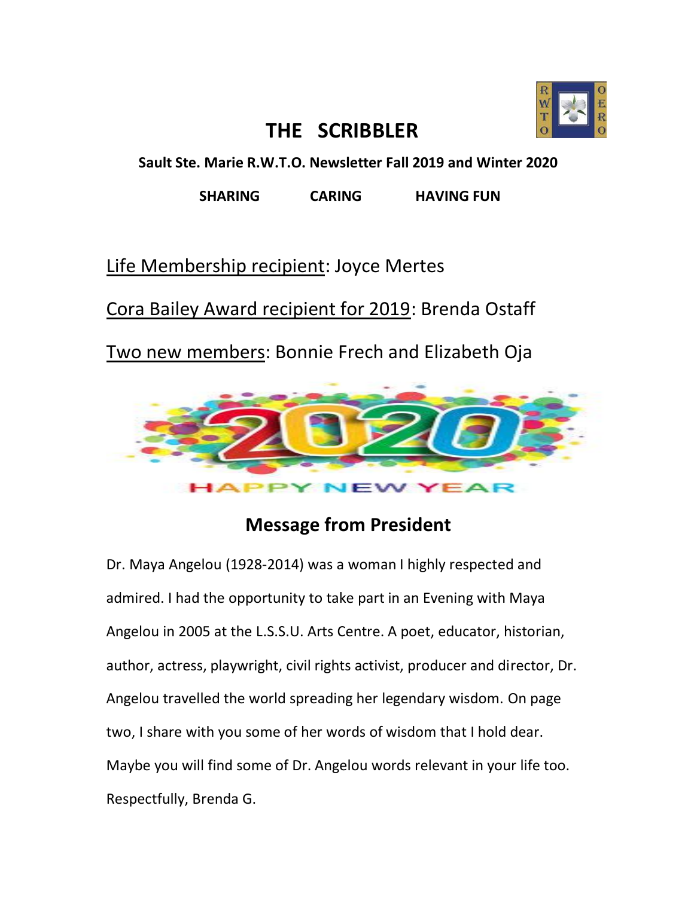# THE SCRIBBLER

**Sault Ste. Marie R.W.T.O. Newsletter Fall 2019 and Winter 2020**

**SHARING CARING HAVING FUN**

Life Membership recipient: Joyce Mertes

Cora Bailey Award recipient for 2019: Brenda Ostaff

Two new members: Bonnie Frech and Elizabeth Oja

## Message from President

Dr. Maya Angelou (1928-2014) was a woman I highly respected and admired. I had the opportunity to take part in an Evening with Maya Angelou in 2005 at the L.S.S.U. Arts Centre. A poet, educator, historian, author, actress, playwright, civil rights activist, producer and director, Dr. Angelou travelled the world spreading her legendary wisdom. On page two, I share with you some of her words of wisdom that I hold dear. Maybe you will find some of Dr. Angelou words relevant in your life too.

Respectfully, Brenda G.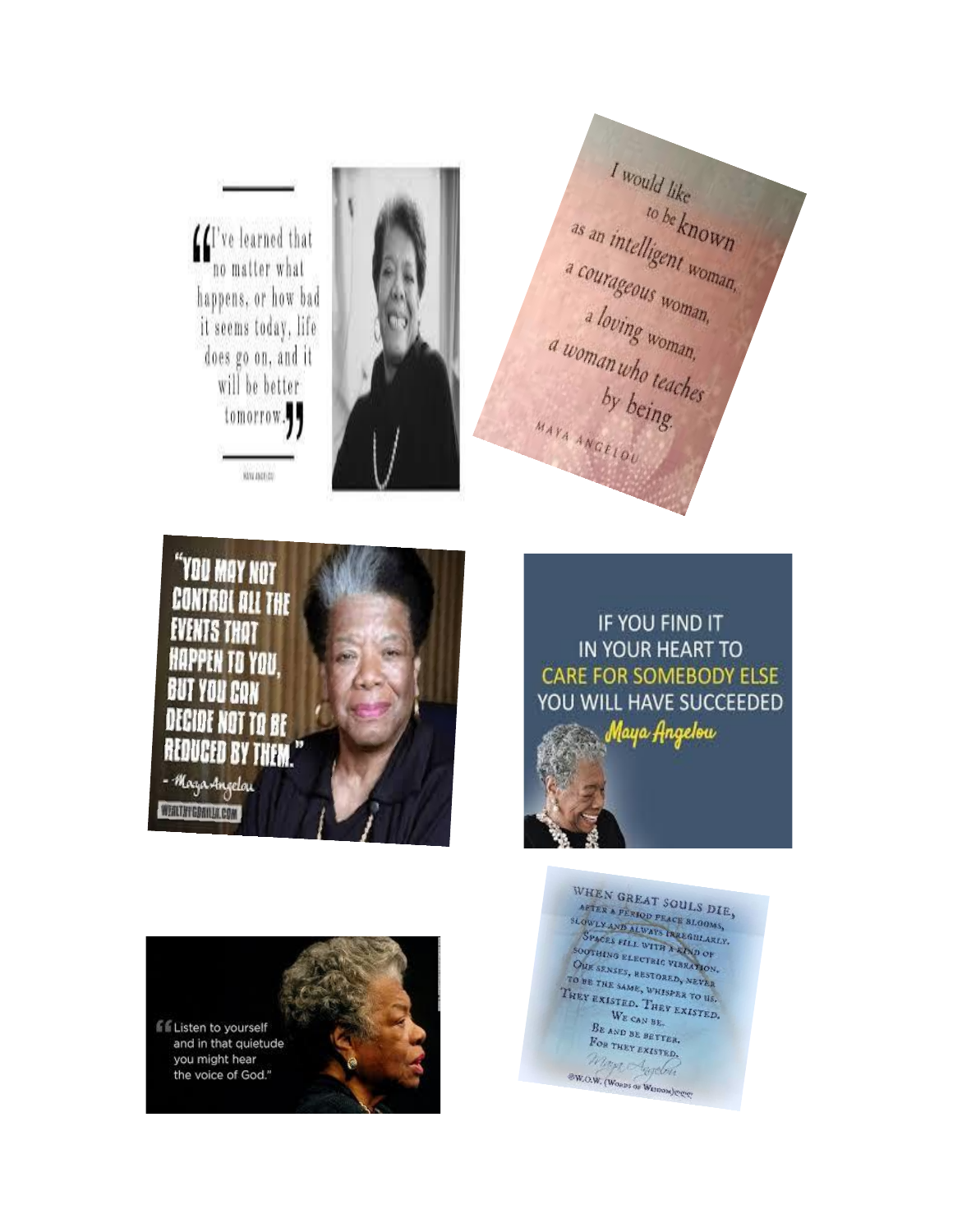"I've learned that no matter what happens, or how bad it seems today, life does go on, and it will be better tomorrow."

MAYA ANGELOU

I would like to be known as an intelligent woman, a courageous woman, a loving woman, a woman who teaches by being.

MAYA ANGELOU

"YOU MAY NOT CONTROL ALL THE EVENTS THAT HAPPEN TO YOU, BUT YOU CAN DECIDE NOT TO BE REDUCED BY THEM."

- Maya Angelou

WEALTHYGORILLA.COM

IF YOU FIND IT IN YOUR HEART TO CARE FOR SOMEBODY ELSE YOU WILL HAVE SUCCEEDED

Maya Angelou

"Listen to yourself and in that quietude you might hear the voice of God."

WHEN GREAT SOULS DIE,
AFTER A PERIOD PEACE BLOOMS,
SLOWLY AND ALWAYS IRREGULARLY.
SPACES FILL WITH A KIND OF
SOOTHING ELECTRIC VIBRATION.
OUR SENSES, RESTORED, NEVER
TO BE THE SAME, WHISPER TO US.
THEY EXISTED. THEY EXISTED.
WE CAN BE.
BE AND BE BETTER.
FOR THEY EXISTED.

Maya Angelou

@W.O.W. (WORDS OF WISDOM)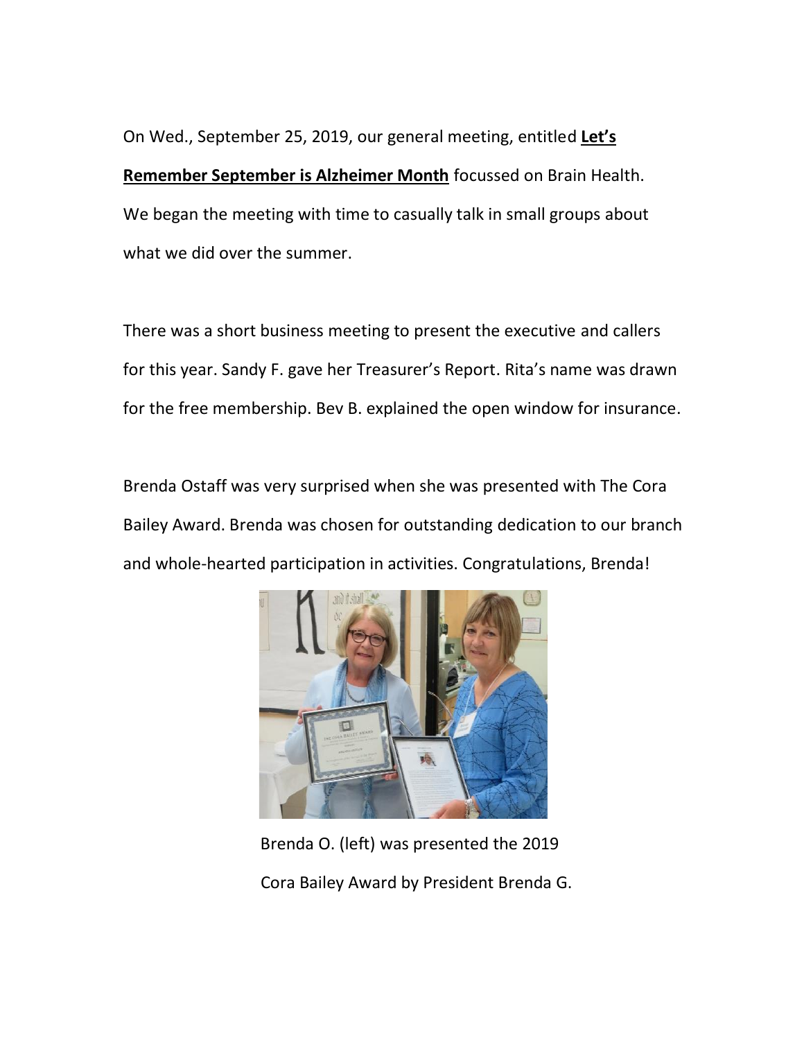On Wed., September 25, 2019, our general meeting, entitled **<u>Let's Remember September is Alzheimer Month</u>** focussed on Brain Health. We began the meeting with time to casually talk in small groups about what we did over the summer.

There was a short business meeting to present the executive and callers for this year. Sandy F. gave her Treasurer's Report. Rita's name was drawn for the free membership. Bev B. explained the open window for insurance.

Brenda Ostaff was very surprised when she was presented with The Cora Bailey Award. Brenda was chosen for outstanding dedication to our branch and whole-hearted participation in activities. Congratulations, Brenda!

Brenda O. (left) was presented the 2019 Cora Bailey Award by President Brenda G.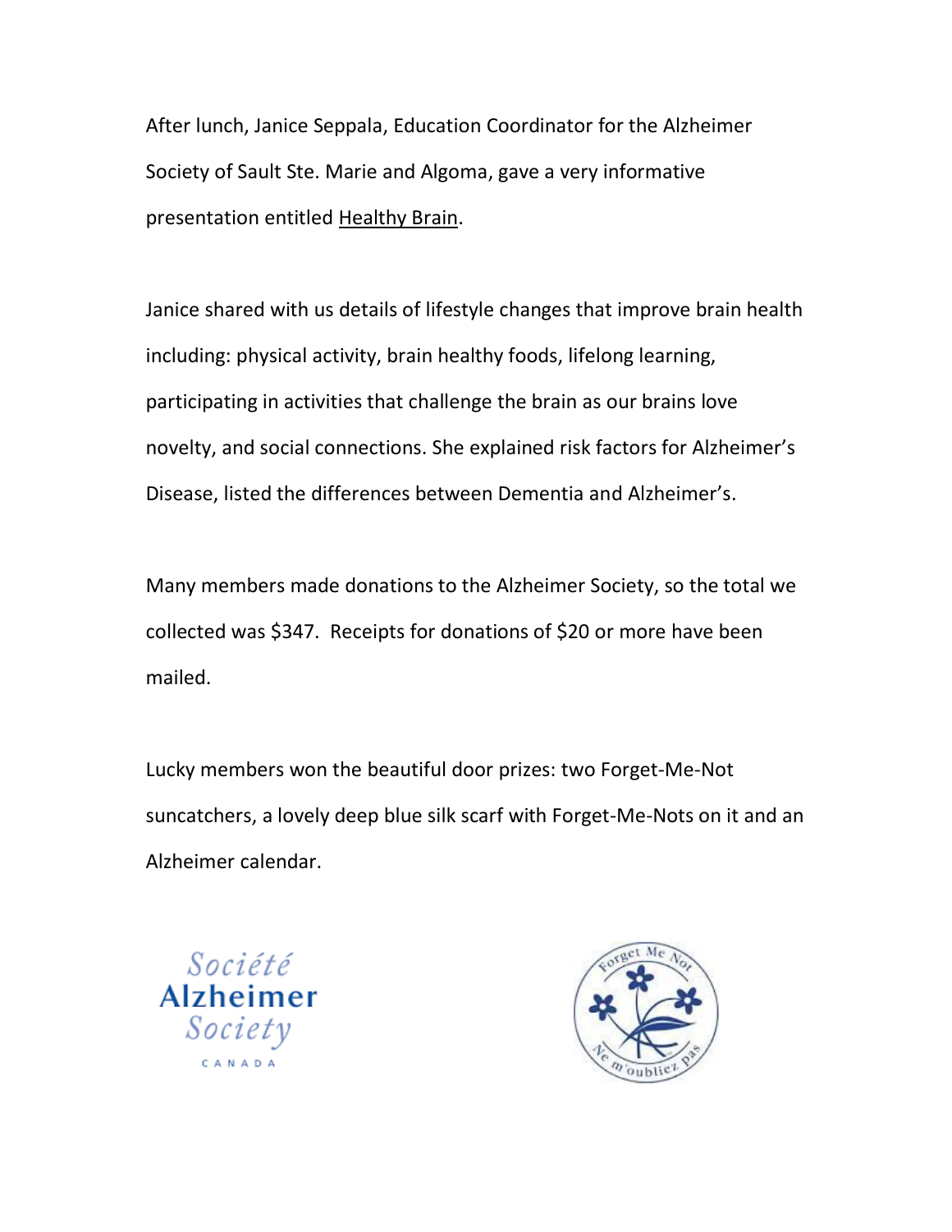After lunch, Janice Seppala, Education Coordinator for the Alzheimer Society of Sault Ste. Marie and Algoma, gave a very informative presentation entitled Healthy Brain.

Janice shared with us details of lifestyle changes that improve brain health including: physical activity, brain healthy foods, lifelong learning, participating in activities that challenge the brain as our brains love novelty, and social connections. She explained risk factors for Alzheimer's Disease, listed the differences between Dementia and Alzheimer's.

Many members made donations to the Alzheimer Society, so the total we collected was $347. Receipts for donations of $20 or more have been mailed.

Lucky members won the beautiful door prizes: two Forget-Me-Not suncatchers, a lovely deep blue silk scarf with Forget-Me-Nots on it and an Alzheimer calendar.

Société
Alzheimer
Society
CANADA

Forget Me Not
Ne m'oubliez pas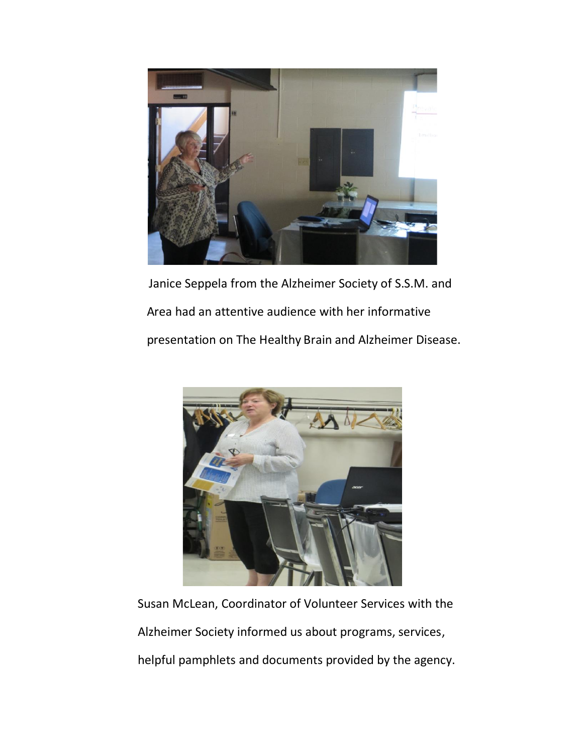Janice Seppela from the Alzheimer Society of S.S.M. and Area had an attentive audience with her informative presentation on The Healthy Brain and Alzheimer Disease.

Susan McLean, Coordinator of Volunteer Services with the Alzheimer Society informed us about programs, services, helpful pamphlets and documents provided by the agency.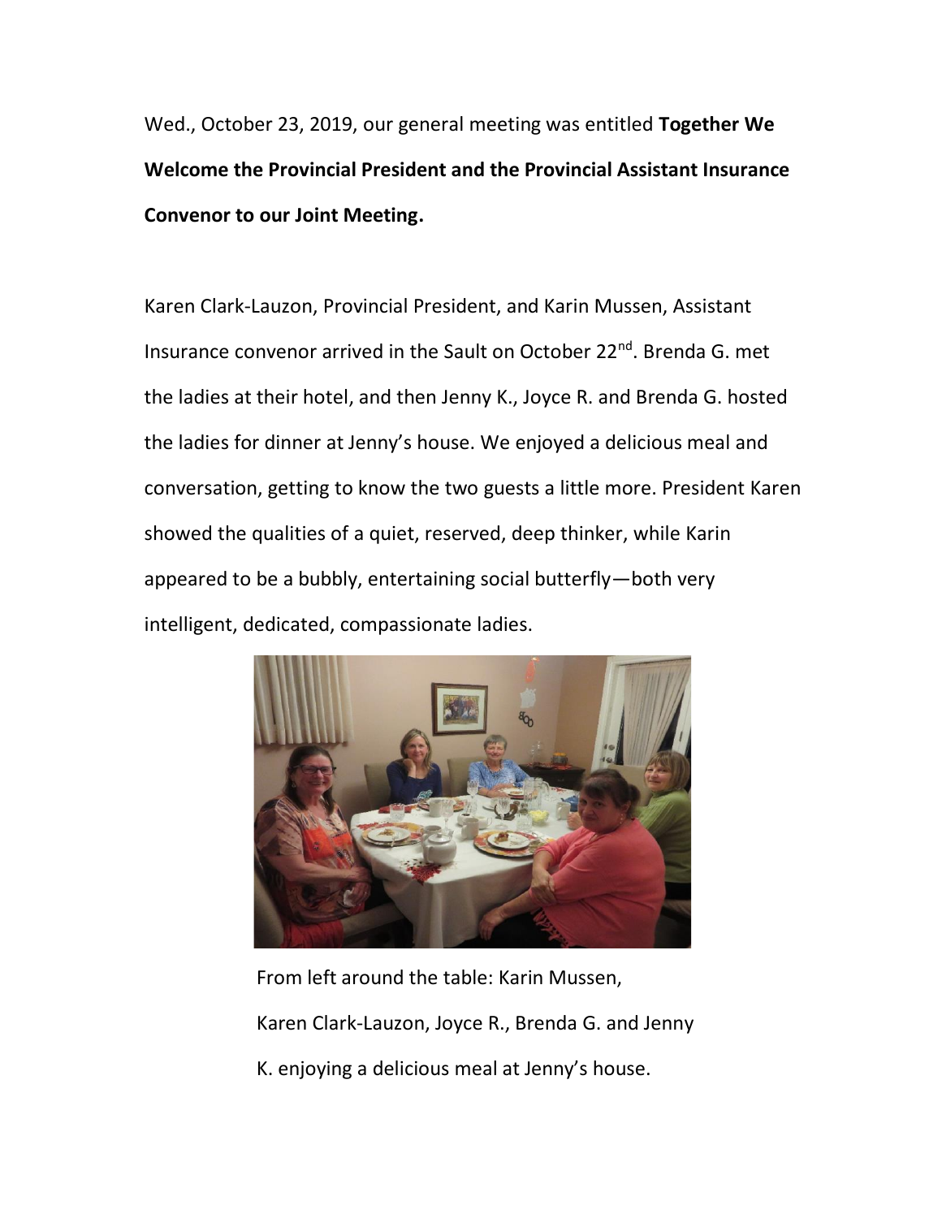Wed., October 23, 2019, our general meeting was entitled **Together We Welcome the Provincial President and the Provincial Assistant Insurance Convenor to our Joint Meeting.**

Karen Clark-Lauzon, Provincial President, and Karin Mussen, Assistant Insurance convenor arrived in the Sault on October 22nd. Brenda G. met the ladies at their hotel, and then Jenny K., Joyce R. and Brenda G. hosted the ladies for dinner at Jenny's house. We enjoyed a delicious meal and conversation, getting to know the two guests a little more. President Karen showed the qualities of a quiet, reserved, deep thinker, while Karin appeared to be a bubbly, entertaining social butterfly—both very intelligent, dedicated, compassionate ladies.

From left around the table: Karin Mussen, Karen Clark-Lauzon, Joyce R., Brenda G. and Jenny K. enjoying a delicious meal at Jenny's house.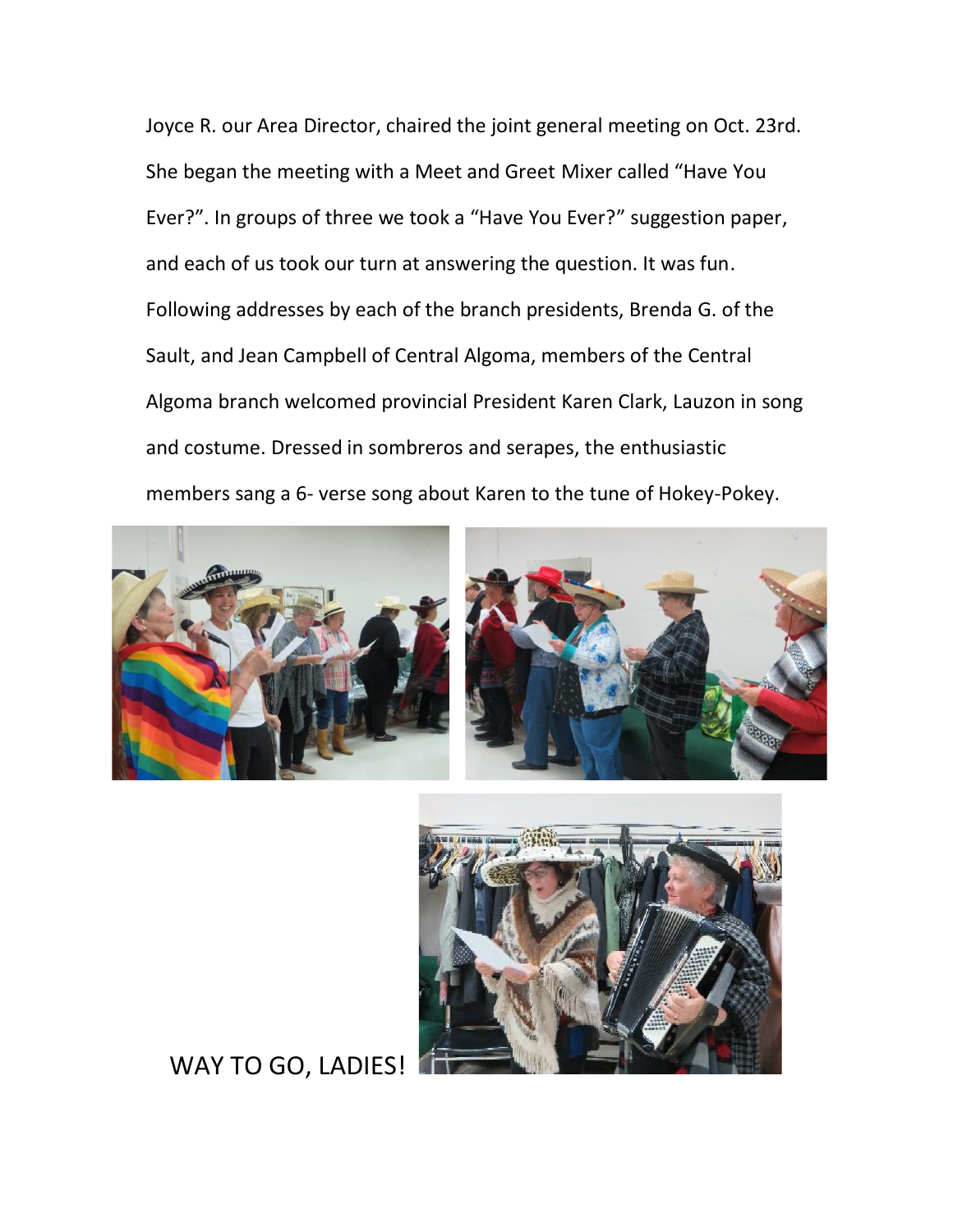Joyce R. our Area Director, chaired the joint general meeting on Oct. 23rd. She began the meeting with a Meet and Greet Mixer called “Have You Ever?”. In groups of three we took a “Have You Ever?” suggestion paper, and each of us took our turn at answering the question. It was fun. Following addresses by each of the branch presidents, Brenda G. of the Sault, and Jean Campbell of Central Algoma, members of the Central Algoma branch welcomed provincial President Karen Clark, Lauzon in song and costume. Dressed in sombreros and serapes, the enthusiastic members sang a 6- verse song about Karen to the tune of Hokey-Pokey.

WAY TO GO, LADIES!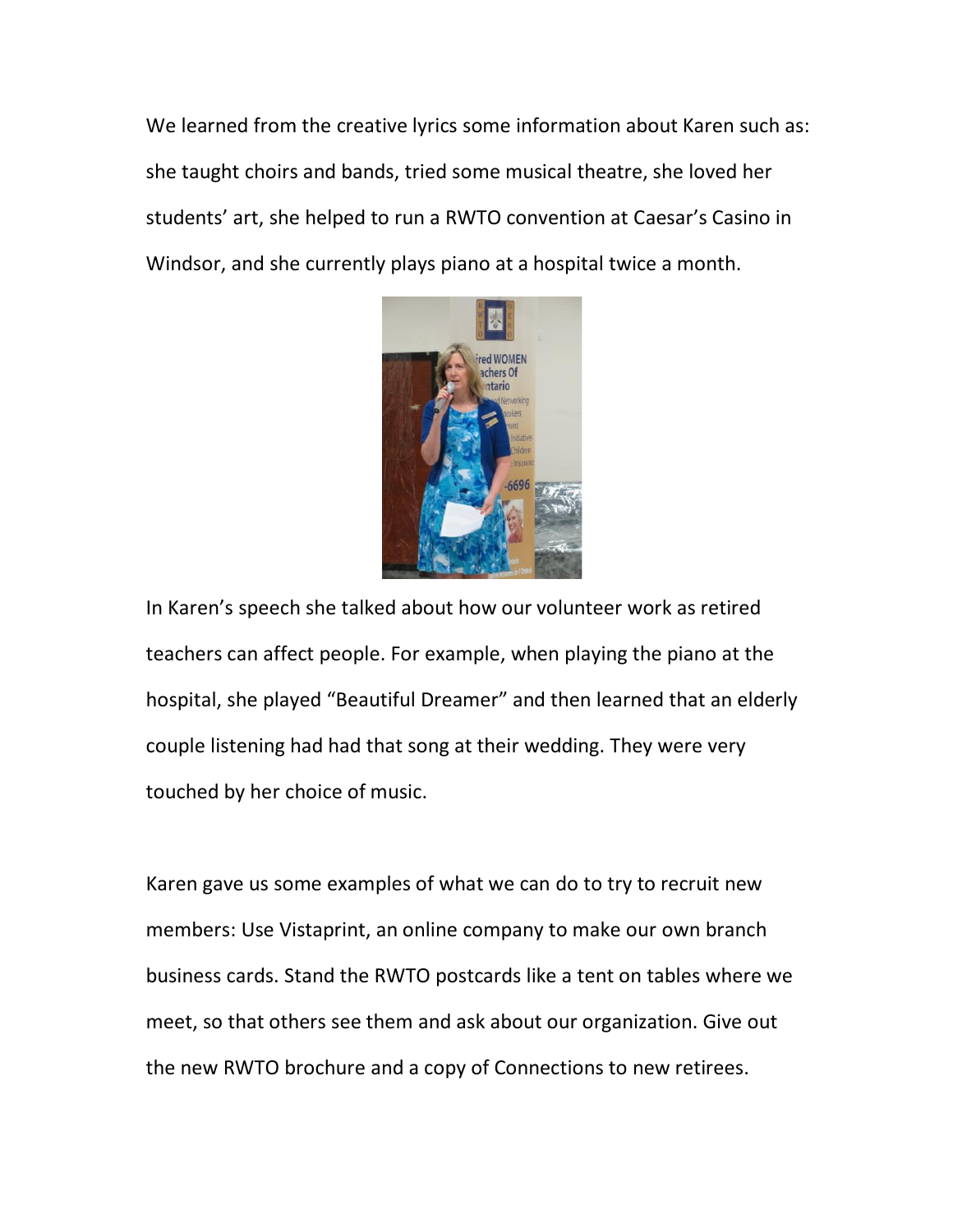We learned from the creative lyrics some information about Karen such as: she taught choirs and bands, tried some musical theatre, she loved her students' art, she helped to run a RWTO convention at Caesar's Casino in Windsor, and she currently plays piano at a hospital twice a month.

In Karen's speech she talked about how our volunteer work as retired teachers can affect people. For example, when playing the piano at the hospital, she played "Beautiful Dreamer" and then learned that an elderly couple listening had had that song at their wedding. They were very touched by her choice of music.

Karen gave us some examples of what we can do to try to recruit new members: Use Vistaprint, an online company to make our own branch business cards. Stand the RWTO postcards like a tent on tables where we meet, so that others see them and ask about our organization. Give out the new RWTO brochure and a copy of Connections to new retirees.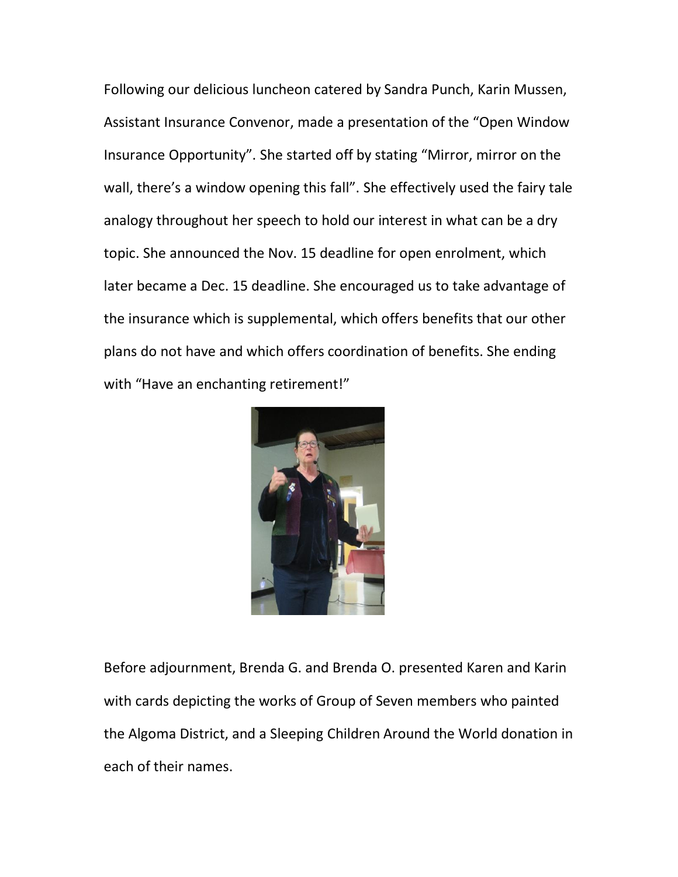Following our delicious luncheon catered by Sandra Punch, Karin Mussen, Assistant Insurance Convenor, made a presentation of the "Open Window Insurance Opportunity". She started off by stating "Mirror, mirror on the wall, there's a window opening this fall". She effectively used the fairy tale analogy throughout her speech to hold our interest in what can be a dry topic. She announced the Nov. 15 deadline for open enrolment, which later became a Dec. 15 deadline. She encouraged us to take advantage of the insurance which is supplemental, which offers benefits that our other plans do not have and which offers coordination of benefits. She ending with "Have an enchanting retirement!"

Before adjournment, Brenda G. and Brenda O. presented Karen and Karin with cards depicting the works of Group of Seven members who painted the Algoma District, and a Sleeping Children Around the World donation in each of their names.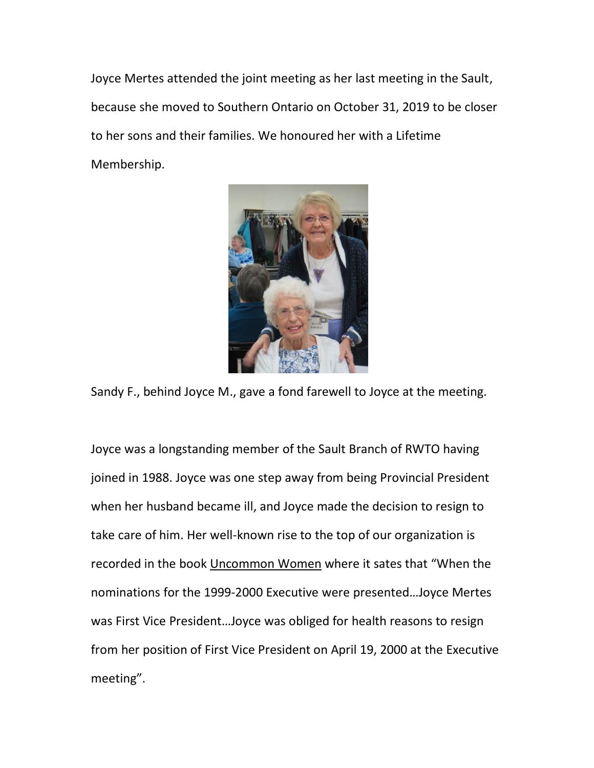Joyce Mertes attended the joint meeting as her last meeting in the Sault, because she moved to Southern Ontario on October 31, 2019 to be closer to her sons and their families. We honoured her with a Lifetime Membership.

Sandy F., behind Joyce M., gave a fond farewell to Joyce at the meeting.

Joyce was a longstanding member of the Sault Branch of RWTO having joined in 1988. Joyce was one step away from being Provincial President when her husband became ill, and Joyce made the decision to resign to take care of him. Her well-known rise to the top of our organization is recorded in the book Uncommon Women where it sates that "When the nominations for the 1999-2000 Executive were presented…Joyce Mertes was First Vice President…Joyce was obliged for health reasons to resign from her position of First Vice President on April 19, 2000 at the Executive meeting".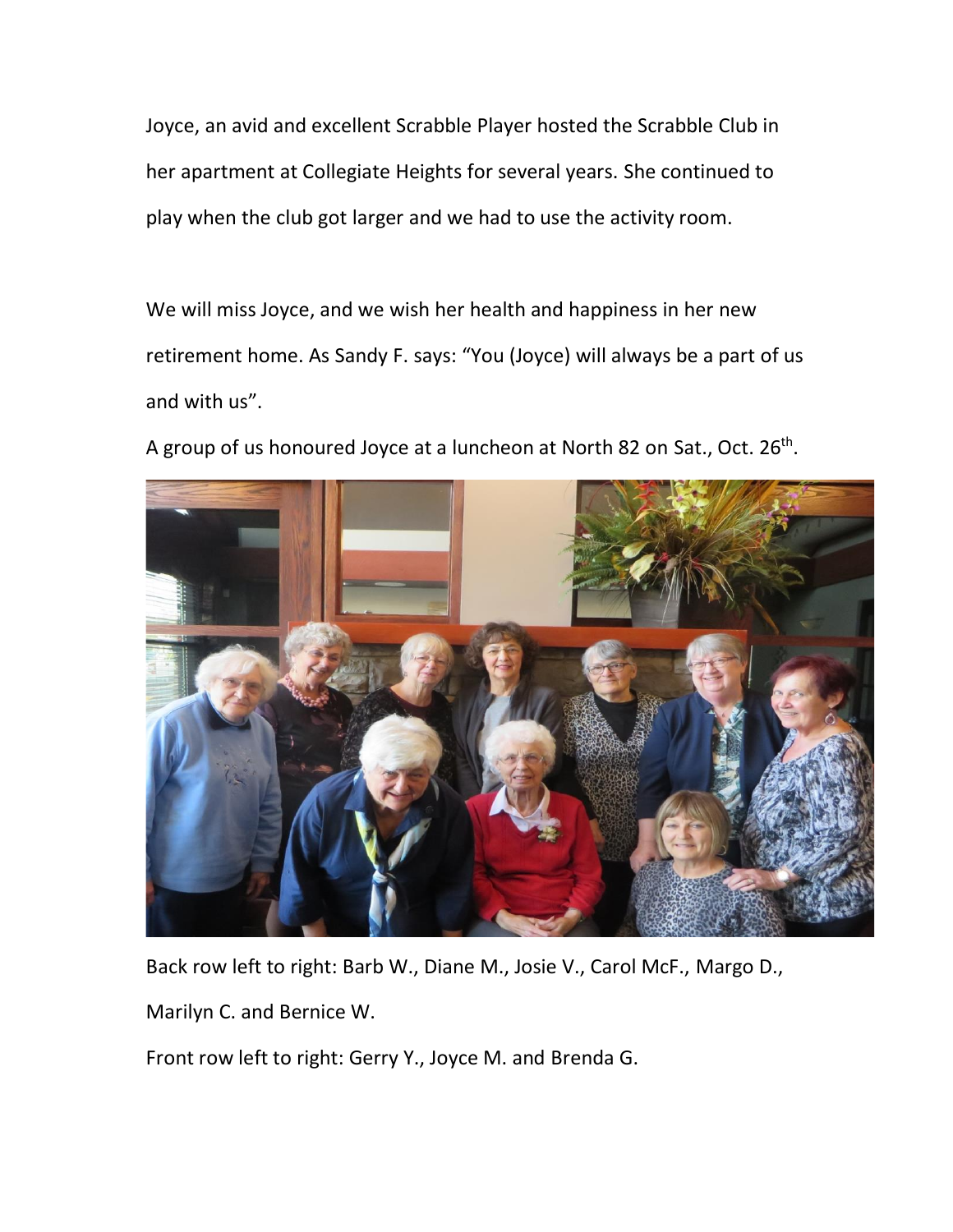Joyce, an avid and excellent Scrabble Player hosted the Scrabble Club in her apartment at Collegiate Heights for several years. She continued to play when the club got larger and we had to use the activity room.

We will miss Joyce, and we wish her health and happiness in her new retirement home. As Sandy F. says: "You (Joyce) will always be a part of us and with us".

A group of us honoured Joyce at a luncheon at North 82 on Sat., Oct. 26th.

Back row left to right: Barb W., Diane M., Josie V., Carol McF., Margo D., Marilyn C. and Bernice W.

Front row left to right: Gerry Y., Joyce M. and Brenda G.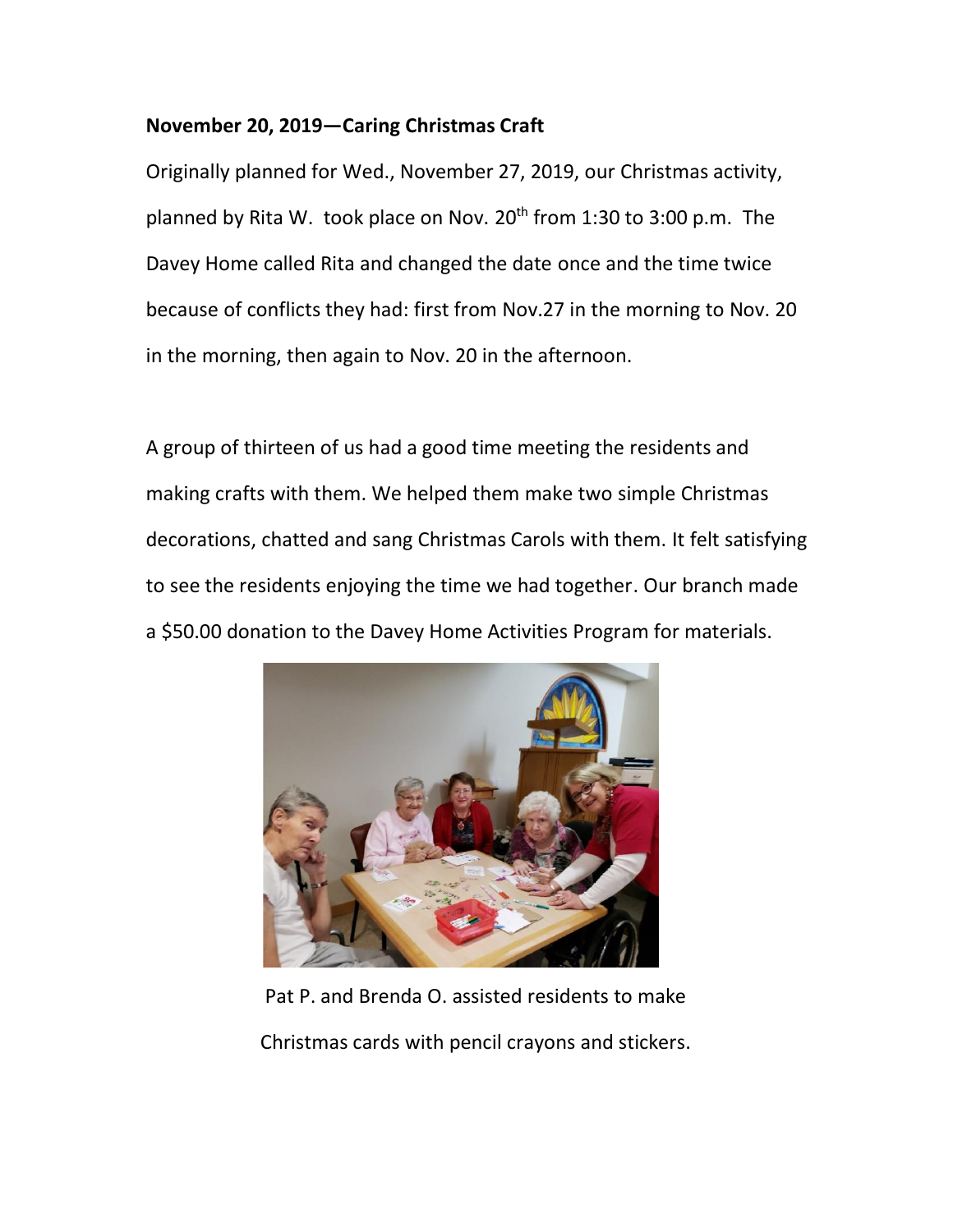**November 20, 2019—Caring Christmas Craft**

Originally planned for Wed., November 27, 2019, our Christmas activity, planned by Rita W. took place on Nov. 20th from 1:30 to 3:00 p.m. The Davey Home called Rita and changed the date once and the time twice because of conflicts they had: first from Nov.27 in the morning to Nov. 20 in the morning, then again to Nov. 20 in the afternoon.

A group of thirteen of us had a good time meeting the residents and making crafts with them. We helped them make two simple Christmas decorations, chatted and sang Christmas Carols with them. It felt satisfying to see the residents enjoying the time we had together. Our branch made a $50.00 donation to the Davey Home Activities Program for materials.

Pat P. and Brenda O. assisted residents to make Christmas cards with pencil crayons and stickers.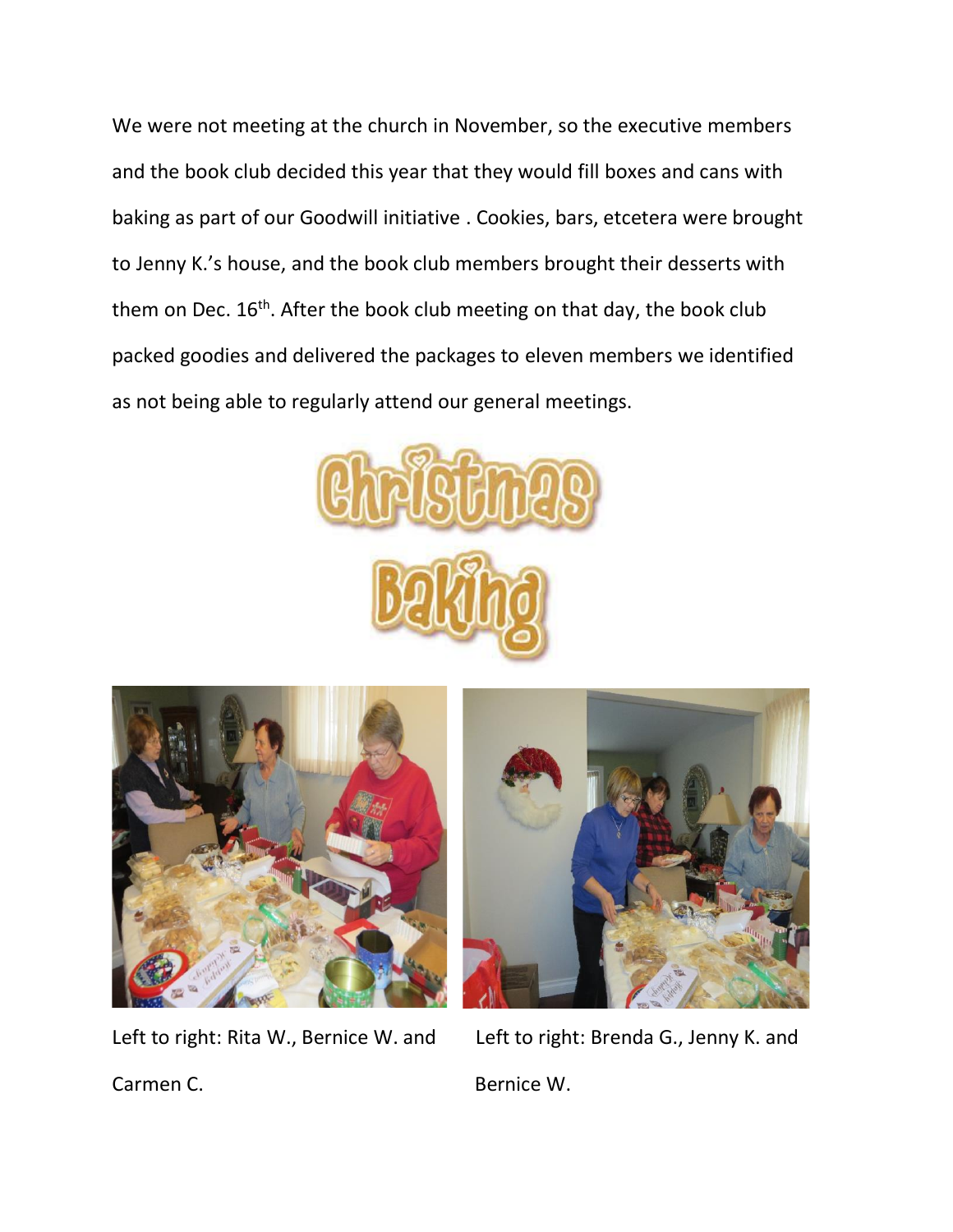We were not meeting at the church in November, so the executive members and the book club decided this year that they would fill boxes and cans with baking as part of our Goodwill initiative . Cookies, bars, etcetera were brought to Jenny K.'s house, and the book club members brought their desserts with them on Dec. 16th. After the book club meeting on that day, the book club packed goodies and delivered the packages to eleven members we identified as not being able to regularly attend our general meetings.

Christmas Baking

Left to right: Rita W., Bernice W. and Carmen C.

Left to right: Brenda G., Jenny K. and Bernice W.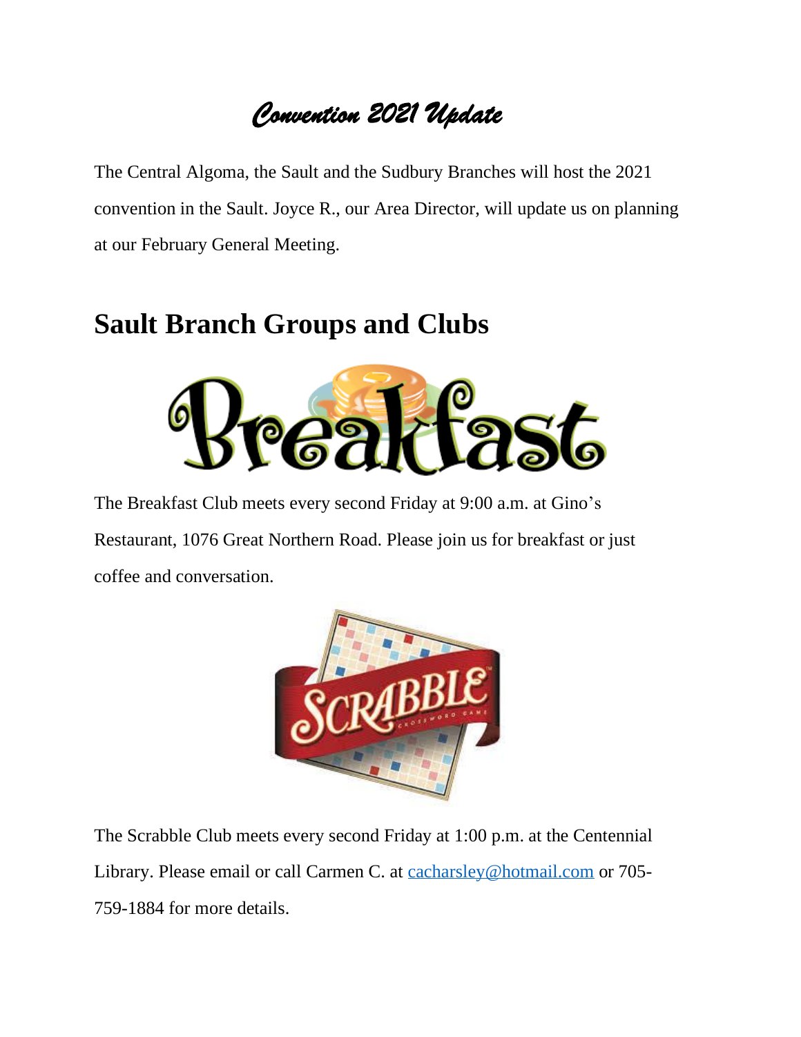# *Convention 2021 Update*

The Central Algoma, the Sault and the Sudbury Branches will host the 2021 convention in the Sault. Joyce R., our Area Director, will update us on planning at our February General Meeting.

## Sault Branch Groups and Clubs

The Breakfast Club meets every second Friday at 9:00 a.m. at Gino's Restaurant, 1076 Great Northern Road. Please join us for breakfast or just coffee and conversation.

The Scrabble Club meets every second Friday at 1:00 p.m. at the Centennial Library. Please email or call Carmen C. at cacharsley@hotmail.com or 705-759-1884 for more details.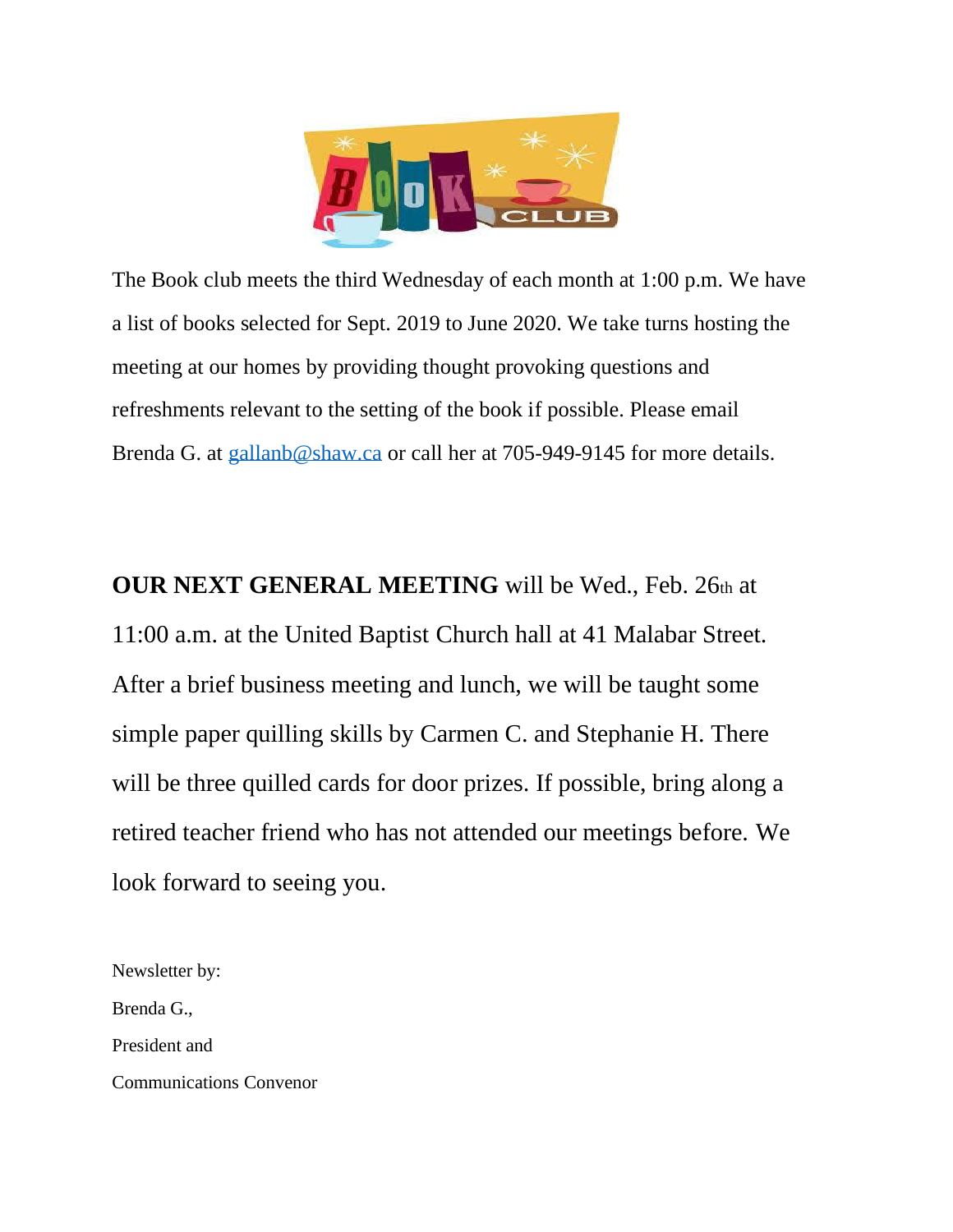The Book club meets the third Wednesday of each month at 1:00 p.m. We have a list of books selected for Sept. 2019 to June 2020. We take turns hosting the meeting at our homes by providing thought provoking questions and refreshments relevant to the setting of the book if possible. Please email Brenda G. at gallanb@shaw.ca or call her at 705-949-9145 for more details.

**OUR NEXT GENERAL MEETING** will be Wed., Feb. 26th at 11:00 a.m. at the United Baptist Church hall at 41 Malabar Street. After a brief business meeting and lunch, we will be taught some simple paper quilling skills by Carmen C. and Stephanie H. There will be three quilled cards for door prizes. If possible, bring along a retired teacher friend who has not attended our meetings before. We look forward to seeing you.

Newsletter by:

Brenda G.,

President and

Communications Convenor